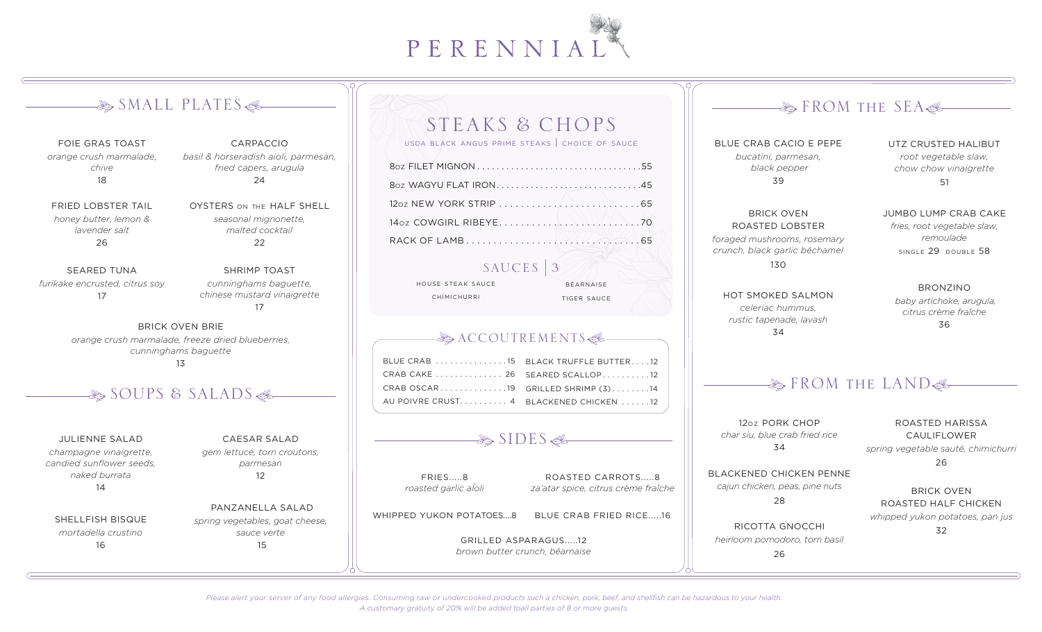# PERENNIAL

## SMALL PLATES

**FOIE GRAS TOAST**
*orange crush marmalade, chive*
18

**CARPACCIO**
*basil & horseradish aioli, parmesan, fried capers, arugula*
24

**FRIED LOBSTER TAIL**
*honey butter, lemon & lavender salt*
26

**OYSTERS ON THE HALF SHELL**
*seasonal mignonette, malted cocktail*
22

**SEARED TUNA**
*furikake encrusted, citrus soy*
17

**SHRIMP TOAST**
*cunninghams baguette, chinese mustard vinaigrette*
17

**BRICK OVEN BRIE**
*orange crush marmalade, freeze dried blueberries, cunninghams baguette*
13

## SOUPS & SALADS

**JULIENNE SALAD**
*champagne vinaigrette, candied sunflower seeds, naked burrata*
14

**CAESAR SALAD**
*gem lettuce, torn croutons, parmesan*
12

**SHELLFISH BISQUE**
*mortadella crustino*
16

**PANZANELLA SALAD**
*spring vegetables, goat cheese, sauce verte*
15

## STEAKS & CHOPS

USDA BLACK ANGUS PRIME STEAKS | CHOICE OF SAUCE

- 8oz FILET MIGNON ..... 55
- 8oz WAGYU FLAT IRON ..... 45
- 12oz NEW YORK STRIP ..... 65
- 14oz COWGIRL RIBEYE ..... 70
- RACK OF LAMB ..... 65

### SAUCES | 3

- HOUSE STEAK SAUCE
- BEARNAISE
- CHIMICHURRI
- TIGER SAUCE

## ACCOUTREMENTS

- BLUE CRAB ..... 15
- BLACK TRUFFLE BUTTER ..... 12
- CRAB CAKE ..... 26
- SEARED SCALLOP ..... 12
- CRAB OSCAR ..... 19
- GRILLED SHRIMP (3) ..... 14
- AU POIVRE CRUST ..... 4
- BLACKENED CHICKEN ..... 12

## SIDES

**FRIES.....8**
*roasted garlic aïoli*

**ROASTED CARROTS.....8**
*za'atar spice, citrus crème fraîche*

**WHIPPED YUKON POTATOES....8**

**BLUE CRAB FRIED RICE.....16**

**GRILLED ASPARAGUS.....12**
*brown butter crunch, béarnaise*

## FROM THE SEA

**BLUE CRAB CACIO E PEPE**
*bucatini, parmesan, black pepper*
39

**UTZ CRUSTED HALIBUT**
*root vegetable slaw, chow chow vinaigrette*
51

**BRICK OVEN ROASTED LOBSTER**
*foraged mushrooms, rosemary crunch, black garlic béchamel*
130

**JUMBO LUMP CRAB CAKE**
*fries, root vegetable slaw, remoulade*
SINGLE 29 DOUBLE 58

**HOT SMOKED SALMON**
*celeriac hummus, rustic tapenade, lavash*
34

**BRONZINO**
*baby artichoke, arugula, citrus crème fraîche*
36

## FROM THE LAND

**12oz PORK CHOP**
*char siu, blue crab fried rice*
34

**ROASTED HARISSA CAULIFLOWER**
*spring vegetable sauté, chimichurri*
26

**BLACKENED CHICKEN PENNE**
*cajun chicken, peas, pine nuts*
28

**BRICK OVEN ROASTED HALF CHICKEN**
*whipped yukon potatoes, pan jus*
32

**RICOTTA GNOCCHI**
*heirloom pomodoro, torn basil*
26

*Please alert your server of any food allergies. Consuming raw or undercooked products such a chicken, pork, beef, and shellfish can be hazardous to your health.*
*A customary gratuity of 20% will be added toall parties of 8 or more guests.*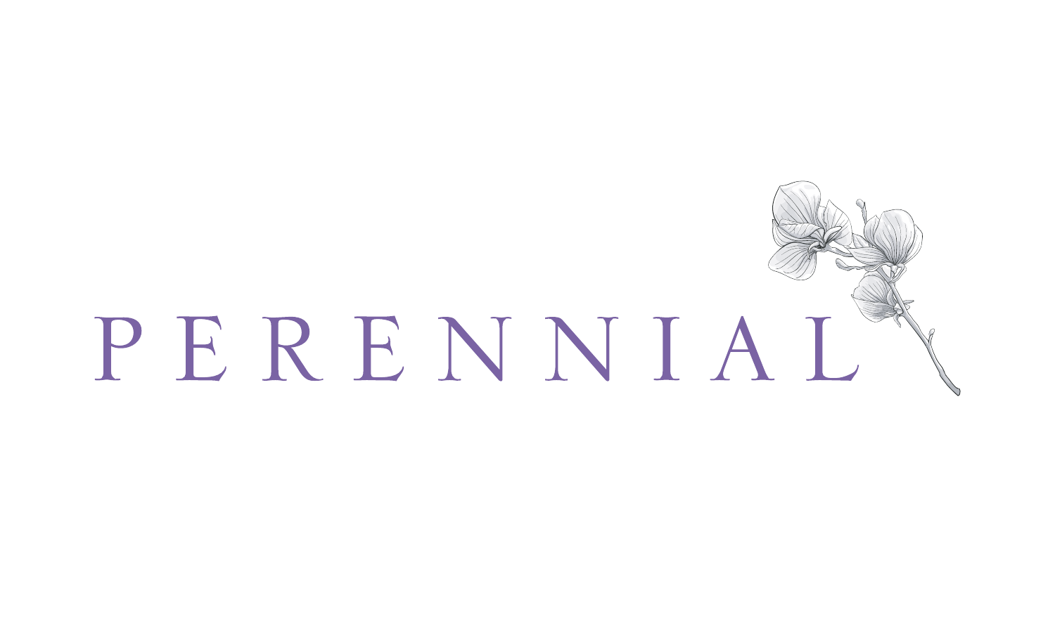PERENNIAL